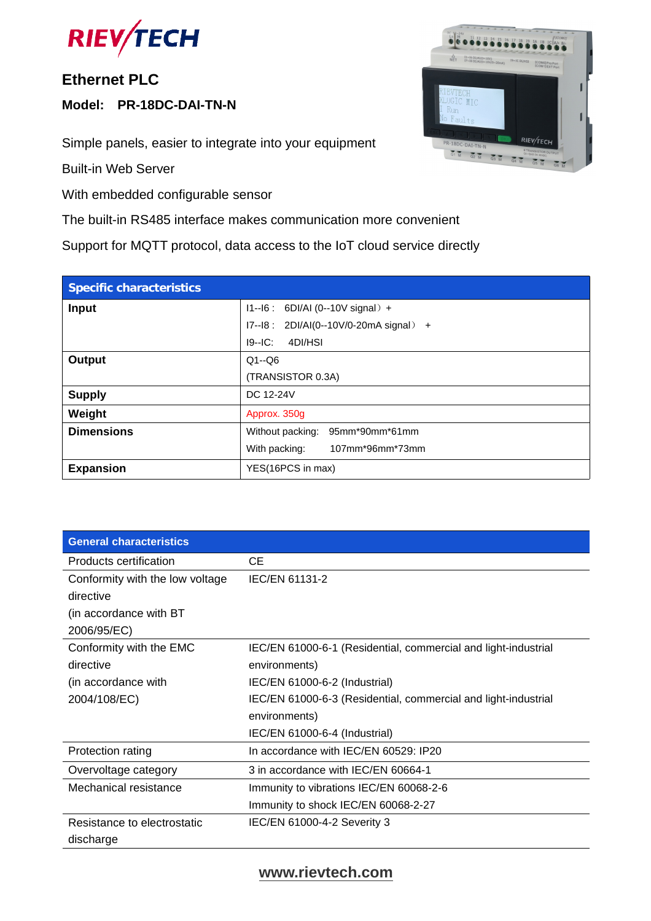RIEVTECH

# Ethernet PLC

**Model: PR-18DC-DAI-TN-N**

Simple panels, easier to integrate into your equipment

Built-in Web Server

With embedded configurable sensor

The built-in RS485 interface makes communication more convenient

Support for MQTT protocol, data access to the IoT cloud service directly

| Specific characteristics | |
|---|---|
| **Input** | I1--I6 : 6DI/AI (0--10V signal) +<br>I7--I8 : 2DI/AI(0--10V/0-20mA signal) +<br>I9--IC: 4DI/HSI |
| **Output** | Q1--Q6<br>(TRANSISTOR 0.3A) |
| **Supply** | DC 12-24V |
| **Weight** | Approx. 350g |
| **Dimensions** | Without packing: 95mm*90mm*61mm<br>With packing: 107mm*96mm*73mm |
| **Expansion** | YES(16PCS in max) |

| General characteristics | |
|---|---|
| Products certification | CE |
| Conformity with the low voltage directive (in accordance with BT 2006/95/EC) | IEC/EN 61131-2 |
| Conformity with the EMC directive (in accordance with 2004/108/EC) | IEC/EN 61000-6-1 (Residential, commercial and light-industrial environments)<br>IEC/EN 61000-6-2 (Industrial)<br>IEC/EN 61000-6-3 (Residential, commercial and light-industrial environments)<br>IEC/EN 61000-6-4 (Industrial) |
| Protection rating | In accordance with IEC/EN 60529: IP20 |
| Overvoltage category | 3 in accordance with IEC/EN 60664-1 |
| Mechanical resistance | Immunity to vibrations IEC/EN 60068-2-6<br>Immunity to shock IEC/EN 60068-2-27 |
| Resistance to electrostatic discharge | IEC/EN 61000-4-2 Severity 3 |

www.rievtech.com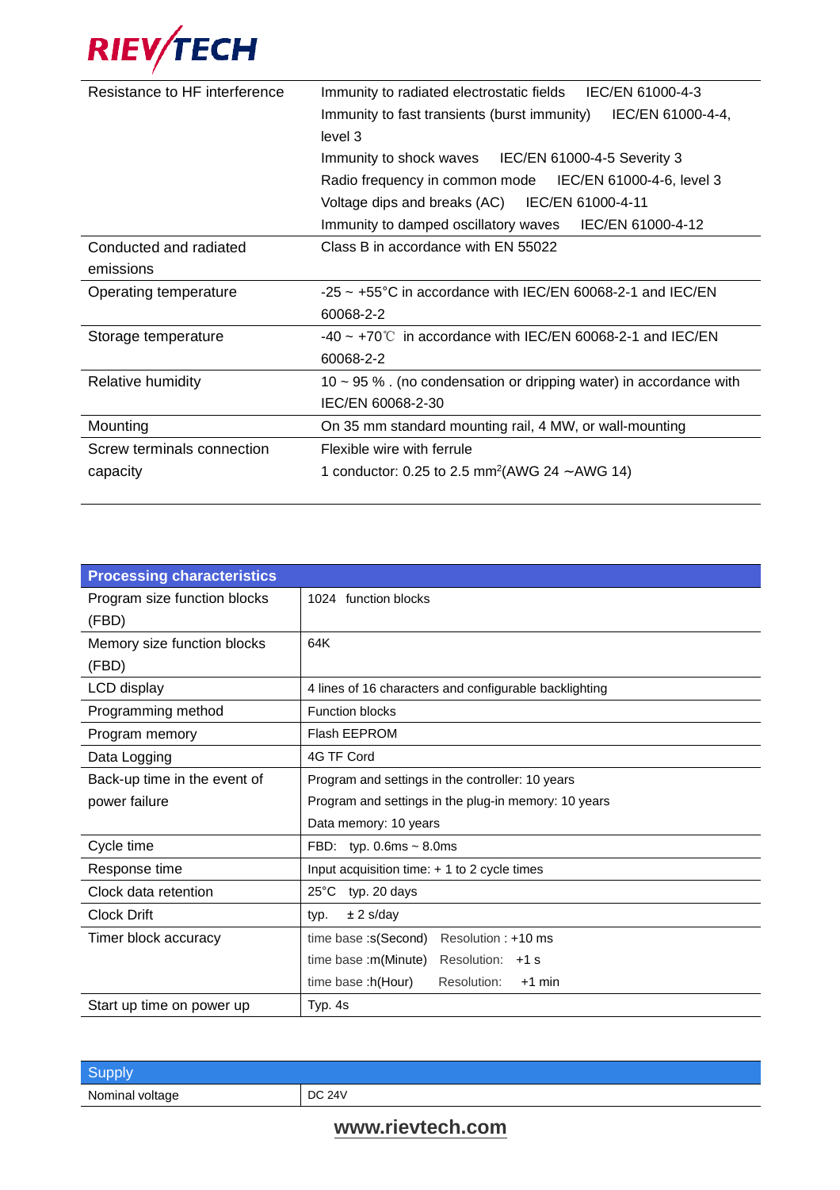| | |
|---|---|
| Resistance to HF interference | Immunity to radiated electrostatic fields IEC/EN 61000-4-3<br>Immunity to fast transients (burst immunity) IEC/EN 61000-4-4, level 3<br>Immunity to shock waves IEC/EN 61000-4-5 Severity 3<br>Radio frequency in common mode IEC/EN 61000-4-6, level 3<br>Voltage dips and breaks (AC) IEC/EN 61000-4-11<br>Immunity to damped oscillatory waves IEC/EN 61000-4-12 |
| Conducted and radiated emissions | Class B in accordance with EN 55022 |
| Operating temperature | -25 ~ +55°C in accordance with IEC/EN 60068-2-1 and IEC/EN 60068-2-2 |
| Storage temperature | -40 ~ +70℃ in accordance with IEC/EN 60068-2-1 and IEC/EN 60068-2-2 |
| Relative humidity | 10 ~ 95 % . (no condensation or dripping water) in accordance with IEC/EN 60068-2-30 |
| Mounting | On 35 mm standard mounting rail, 4 MW, or wall-mounting |
| Screw terminals connection capacity | Flexible wire with ferrule<br>1 conductor: 0.25 to 2.5 $mm^2$(AWG 24 ~AWG 14) |

| Processing characteristics | |
|---|---|
| Program size function blocks (FBD) | 1024 function blocks |
| Memory size function blocks (FBD) | 64K |
| LCD display | 4 lines of 16 characters and configurable backlighting |
| Programming method | Function blocks |
| Program memory | Flash EEPROM |
| Data Logging | 4G TF Cord |
| Back-up time in the event of power failure | Program and settings in the controller: 10 years<br>Program and settings in the plug-in memory: 10 years<br>Data memory: 10 years |
| Cycle time | FBD: typ. 0.6ms ~ 8.0ms |
| Response time | Input acquisition time: + 1 to 2 cycle times |
| Clock data retention | 25°C typ. 20 days |
| Clock Drift | typ. ± 2 s/day |
| Timer block accuracy | time base :s(Second) Resolution : +10 ms<br>time base :m(Minute) Resolution: +1 s<br>time base :h(Hour) Resolution: +1 min |
| Start up time on power up | Typ. 4s |

| Supply | |
|---|---|
| Nominal voltage | DC 24V |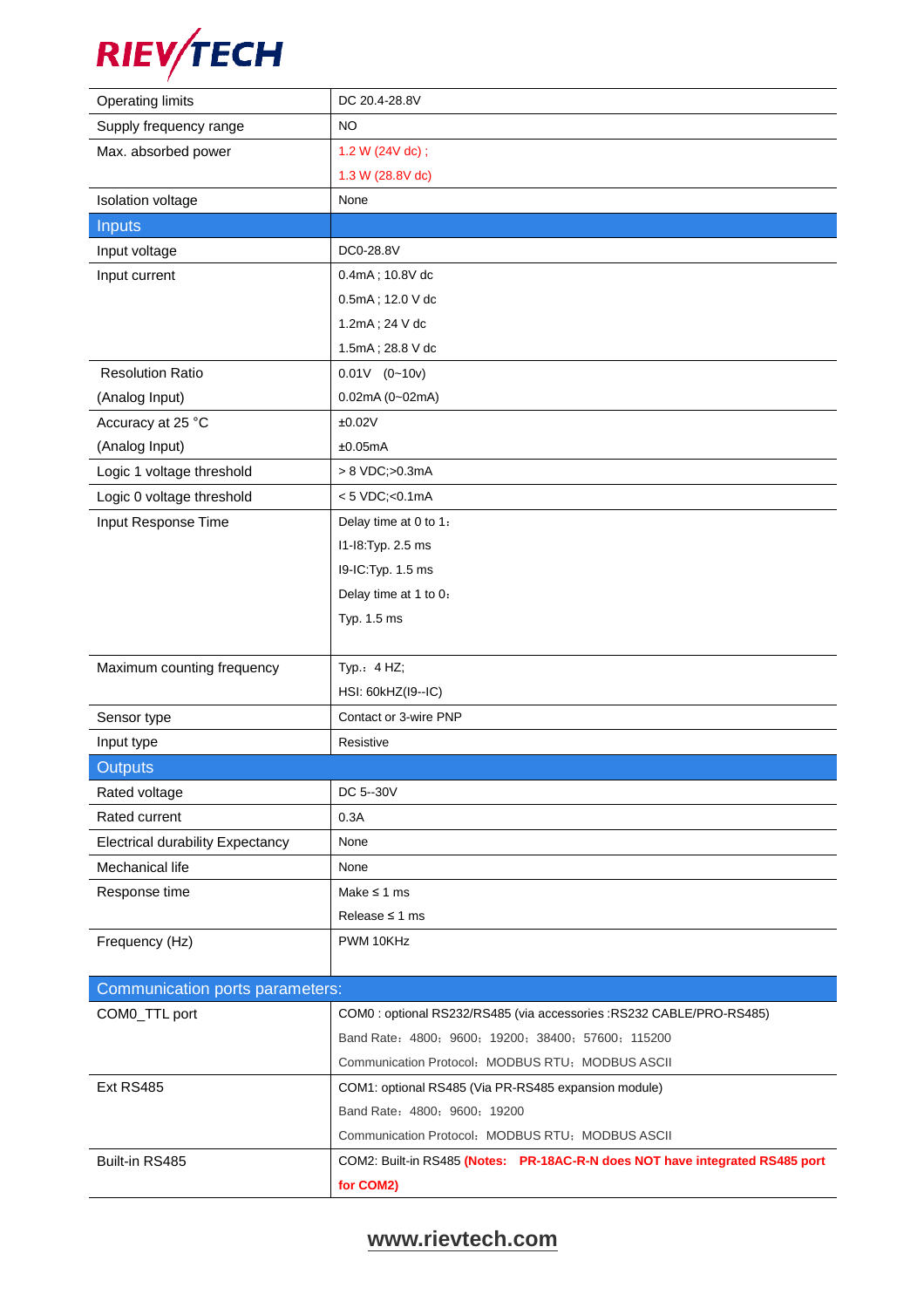| Operating limits | DC 20.4-28.8V |
|---|---|
| Supply frequency range | NO |
| Max. absorbed power | 1.2 W (24V dc) ; |
| | 1.3 W (28.8V dc) |
| Isolation voltage | None |
| **Inputs** | |
| Input voltage | DC0-28.8V |
| Input current | 0.4mA ; 10.8V dc |
| | 0.5mA ; 12.0 V dc |
| | 1.2mA ; 24 V dc |
| | 1.5mA ; 28.8 V dc |
| Resolution Ratio | 0.01V (0~10v) |
| (Analog Input) | 0.02mA (0~02mA) |
| Accuracy at 25 °C | ±0.02V |
| (Analog Input) | ±0.05mA |
| Logic 1 voltage threshold | > 8 VDC;>0.3mA |
| Logic 0 voltage threshold | < 5 VDC;<0.1mA |
| Input Response Time | Delay time at 0 to 1： |
| | I1-I8:Typ. 2.5 ms |
| | I9-IC:Typ. 1.5 ms |
| | Delay time at 1 to 0： |
| | Typ. 1.5 ms |
| Maximum counting frequency | Typ.：4 HZ; |
| | HSI: 60kHZ(I9--IC) |
| Sensor type | Contact or 3-wire PNP |
| Input type | Resistive |
| **Outputs** | |
| Rated voltage | DC 5--30V |
| Rated current | 0.3A |
| Electrical durability Expectancy | None |
| Mechanical life | None |
| Response time | Make ≤ 1 ms |
| | Release ≤ 1 ms |
| Frequency (Hz) | PWM 10KHz |
| **Communication ports parameters:** | |
| COM0_TTL port | COM0 : optional RS232/RS485 (via accessories :RS232 CABLE/PRO-RS485) |
| | Band Rate：4800；9600；19200；38400；57600；115200 |
| | Communication Protocol：MODBUS RTU；MODBUS ASCII |
| Ext RS485 | COM1: optional RS485 (Via PR-RS485 expansion module) |
| | Band Rate：4800；9600；19200 |
| | Communication Protocol：MODBUS RTU；MODBUS ASCII |
| Built-in RS485 | COM2: Built-in RS485 **(Notes: PR-18AC-R-N does NOT have integrated RS485 port for COM2)** |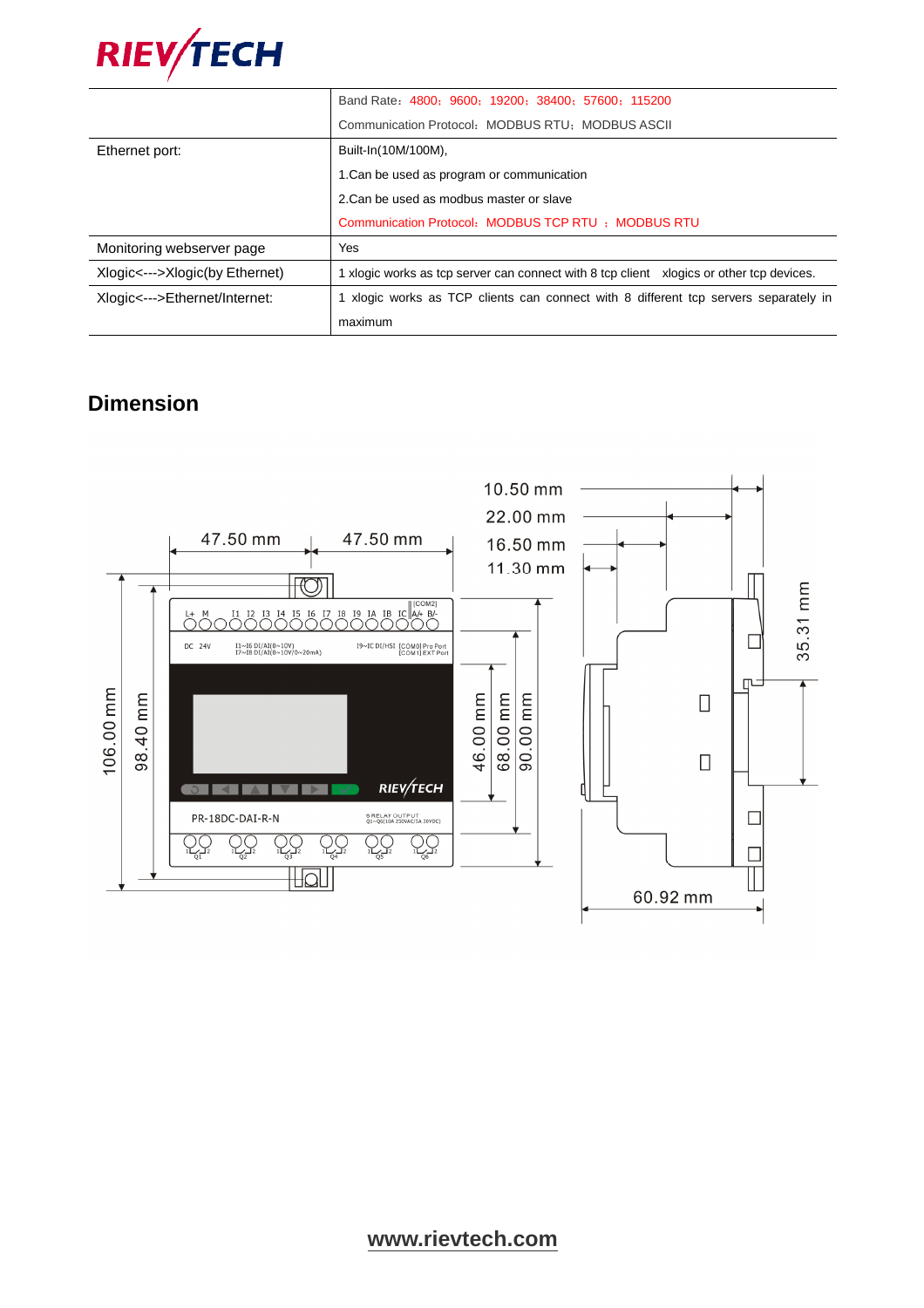| | |
|---|---|
| | Band Rate：4800；9600；19200；38400；57600；115200 |
| | Communication Protocol：MODBUS RTU；MODBUS ASCII |
| Ethernet port: | Built-In(10M/100M),<br>1.Can be used as program or communication<br>2.Can be used as modbus master or slave<br>Communication Protocol：MODBUS TCP RTU ；MODBUS RTU |
| Monitoring webserver page | Yes |
| Xlogic<--->Xlogic(by Ethernet) | 1 xlogic works as tcp server can connect with 8 tcp client xlogics or other tcp devices. |
| Xlogic<--->Ethernet/Internet: | 1 xlogic works as TCP clients can connect with 8 different tcp servers separately in maximum |

## Dimension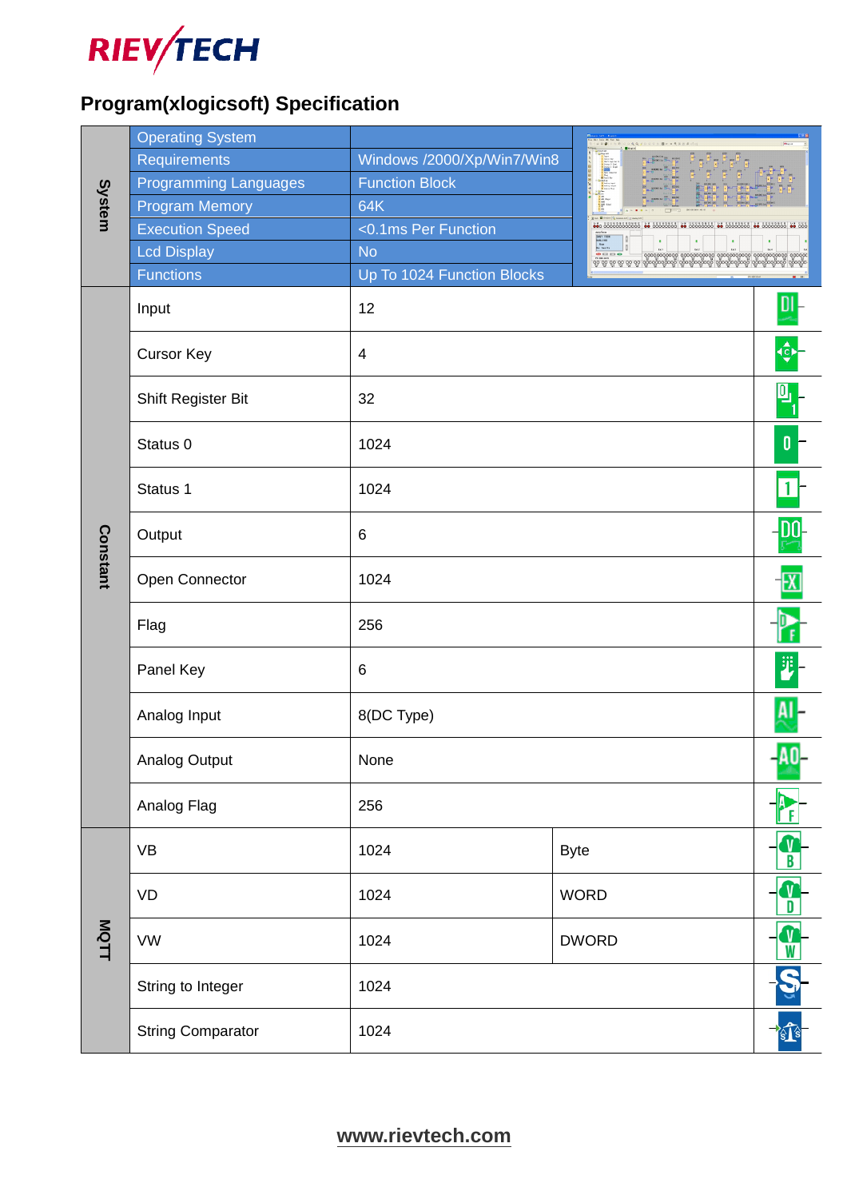## Program(xlogicsoft) Specification

| Category | Item | Value | | |
|---|---|---|---|---|
| System | Operating System | | | |
| | Requirements | Windows /2000/Xp/Win7/Win8 | | |
| | Programming Languages | Function Block | | |
| | Program Memory | 64K | | |
| | Execution Speed | <0.1ms Per Function | | |
| | Lcd Display | No | | |
| | Functions | Up To 1024 Function Blocks | | |
| Constant | Input | 12 | | |
| | Cursor Key | 4 | | |
| | Shift Register Bit | 32 | | |
| | Status 0 | 1024 | | |
| | Status 1 | 1024 | | |
| | Output | 6 | | |
| | Open Connector | 1024 | | |
| | Flag | 256 | | |
| | Panel Key | 6 | | |
| | Analog Input | 8(DC Type) | | |
| | Analog Output | None | | |
| | Analog Flag | 256 | | |
| MQTT | VB | 1024 | Byte | |
| | VD | 1024 | WORD | |
| | VW | 1024 | DWORD | |
| | String to Integer | 1024 | | |
| | String Comparator | 1024 | | |

www.rievtech.com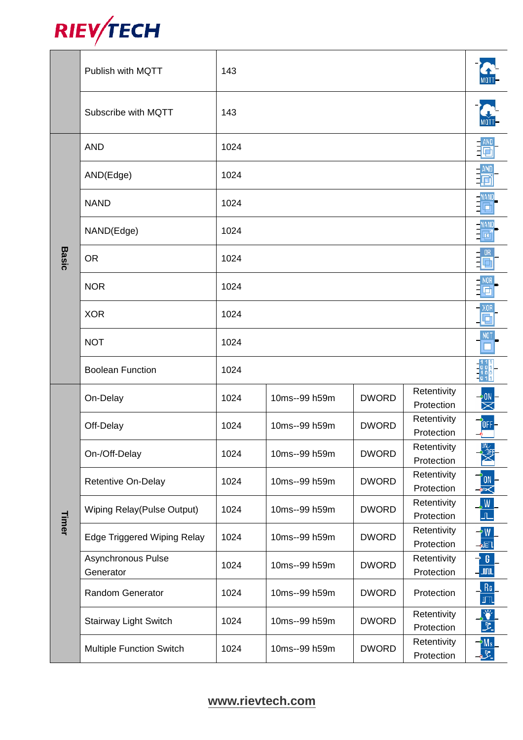| | | | | | | |
|---|---|---|---|---|---|---|
| | Publish with MQTT | 143 | | | | |
| | Subscribe with MQTT | 143 | | | | |
| Basic | AND | 1024 | | | | |
| | AND(Edge) | 1024 | | | | |
| | NAND | 1024 | | | | |
| | NAND(Edge) | 1024 | | | | |
| | OR | 1024 | | | | |
| | NOR | 1024 | | | | |
| | XOR | 1024 | | | | |
| | NOT | 1024 | | | | |
| | Boolean Function | 1024 | | | | |
| Timer | On-Delay | 1024 | 10ms--99 h59m | DWORD | Retentivity Protection | |
| | Off-Delay | 1024 | 10ms--99 h59m | DWORD | Retentivity Protection | |
| | On-/Off-Delay | 1024 | 10ms--99 h59m | DWORD | Retentivity Protection | |
| | Retentive On-Delay | 1024 | 10ms--99 h59m | DWORD | Retentivity Protection | |
| | Wiping Relay(Pulse Output) | 1024 | 10ms--99 h59m | DWORD | Retentivity Protection | |
| | Edge Triggered Wiping Relay | 1024 | 10ms--99 h59m | DWORD | Retentivity Protection | |
| | Asynchronous Pulse Generator | 1024 | 10ms--99 h59m | DWORD | Retentivity Protection | |
| | Random Generator | 1024 | 10ms--99 h59m | DWORD | Protection | |
| | Stairway Light Switch | 1024 | 10ms--99 h59m | DWORD | Retentivity Protection | |
| | Multiple Function Switch | 1024 | 10ms--99 h59m | DWORD | Retentivity Protection | |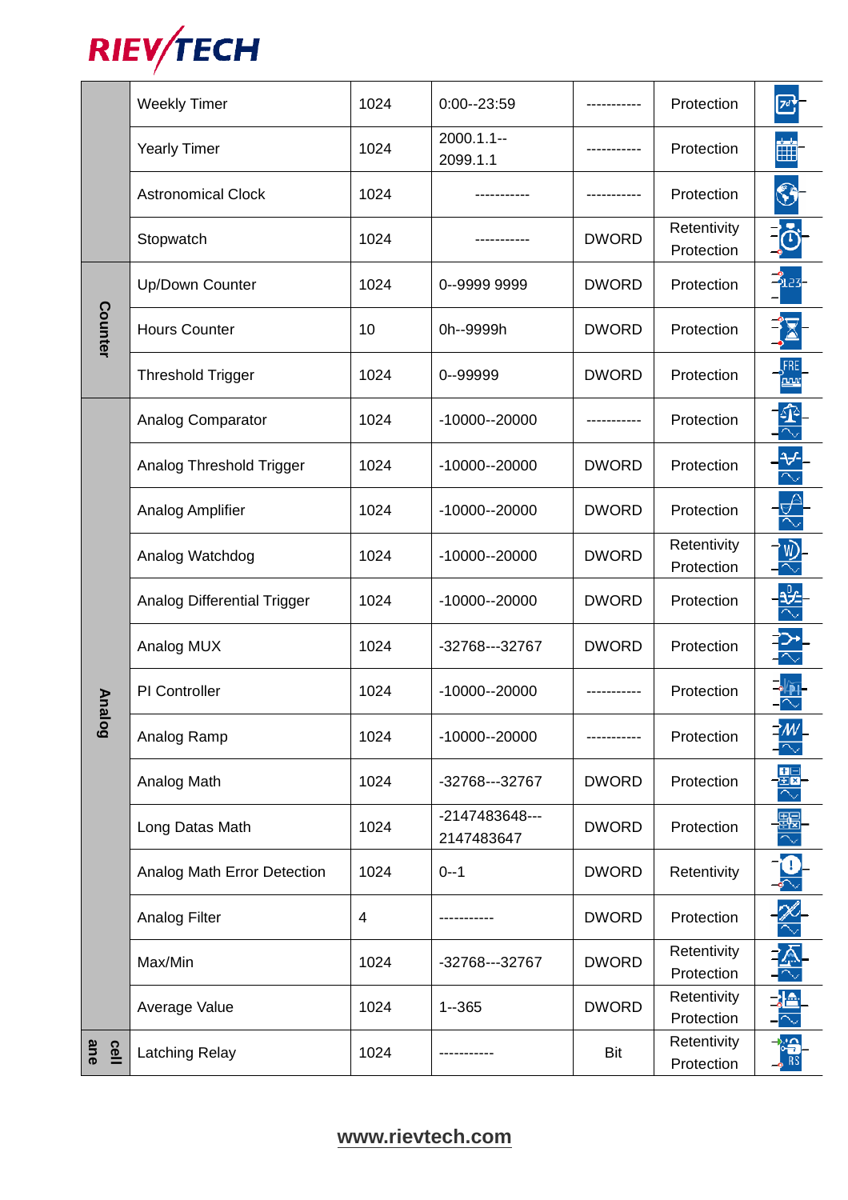| | | | | | | |
|---|---|---|---|---|---|---|
| | Weekly Timer | 1024 | 0:00--23:59 | ----------- | Protection | |
| | Yearly Timer | 1024 | 2000.1.1--2099.1.1 | ----------- | Protection | |
| | Astronomical Clock | 1024 | ----------- | ----------- | Protection | |
| | Stopwatch | 1024 | ----------- | DWORD | Retentivity Protection | |
| Counter | Up/Down Counter | 1024 | 0--9999 9999 | DWORD | Protection | |
| | Hours Counter | 10 | 0h--9999h | DWORD | Protection | |
| | Threshold Trigger | 1024 | 0--99999 | DWORD | Protection | |
| Analog | Analog Comparator | 1024 | -10000--20000 | ----------- | Protection | |
| | Analog Threshold Trigger | 1024 | -10000--20000 | DWORD | Protection | |
| | Analog Amplifier | 1024 | -10000--20000 | DWORD | Protection | |
| | Analog Watchdog | 1024 | -10000--20000 | DWORD | Retentivity Protection | |
| | Analog Differential Trigger | 1024 | -10000--20000 | DWORD | Protection | |
| | Analog MUX | 1024 | -32768---32767 | DWORD | Protection | |
| | PI Controller | 1024 | -10000--20000 | ----------- | Protection | |
| | Analog Ramp | 1024 | -10000--20000 | ----------- | Protection | |
| | Analog Math | 1024 | -32768---32767 | DWORD | Protection | |
| | Long Datas Math | 1024 | -2147483648---2147483647 | DWORD | Protection | |
| | Analog Math Error Detection | 1024 | 0--1 | DWORD | Retentivity | |
| | Analog Filter | 4 | ----------- | DWORD | Protection | |
| | Max/Min | 1024 | -32768---32767 | DWORD | Retentivity Protection | |
| | Average Value | 1024 | 1--365 | DWORD | Retentivity Protection | |
| cell ane | Latching Relay | 1024 | ----------- | Bit | Retentivity Protection | |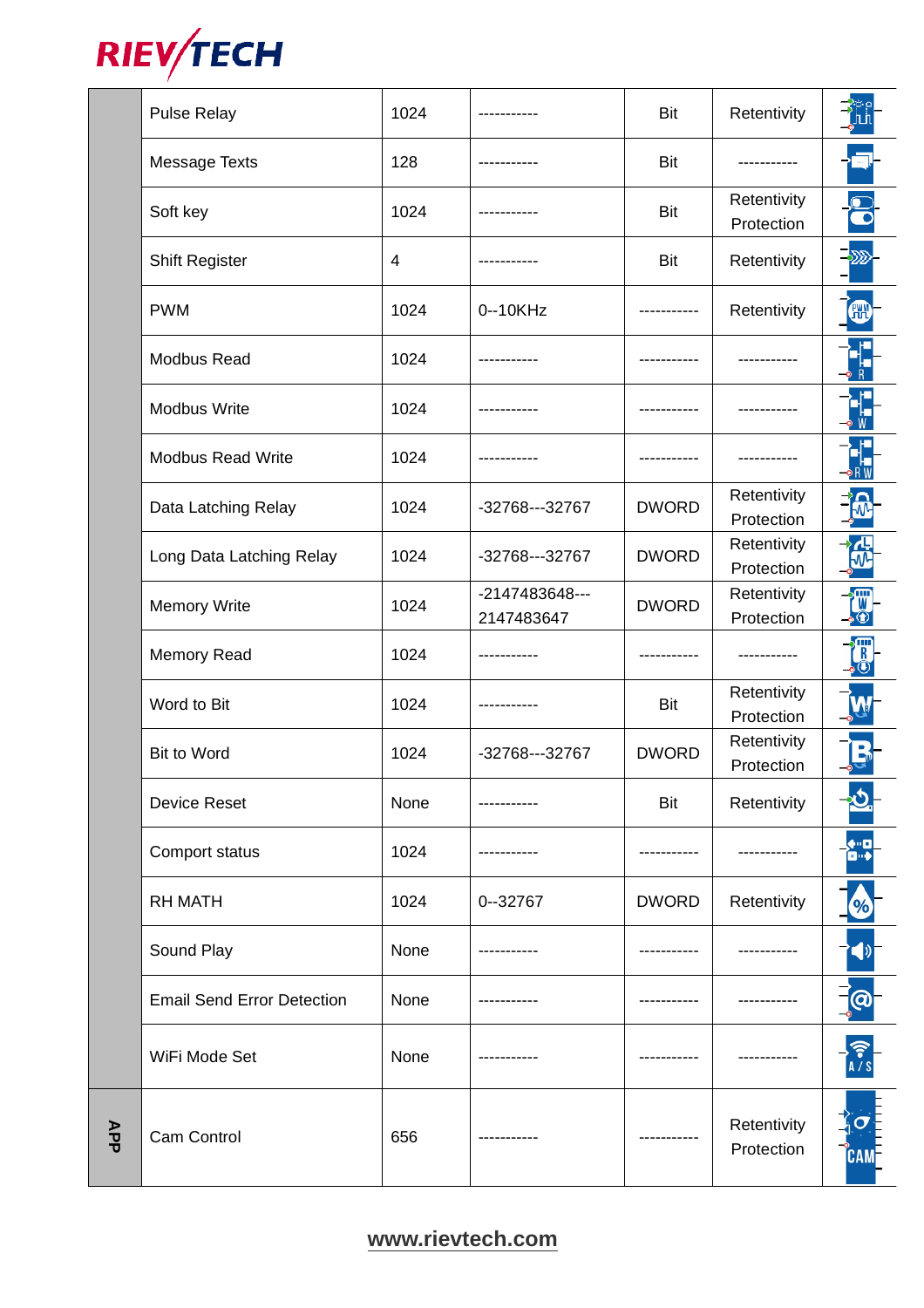| | | | | | | |
|---|---|---|---|---|---|---|
| | Pulse Relay | 1024 | ----------- | Bit | Retentivity | |
| | Message Texts | 128 | ----------- | Bit | ----------- | |
| | Soft key | 1024 | ----------- | Bit | Retentivity Protection | |
| | Shift Register | 4 | ----------- | Bit | Retentivity | |
| | PWM | 1024 | 0--10KHz | ----------- | Retentivity | |
| | Modbus Read | 1024 | ----------- | ----------- | ----------- | |
| | Modbus Write | 1024 | ----------- | ----------- | ----------- | |
| | Modbus Read Write | 1024 | ----------- | ----------- | ----------- | |
| | Data Latching Relay | 1024 | -32768---32767 | DWORD | Retentivity Protection | |
| | Long Data Latching Relay | 1024 | -32768---32767 | DWORD | Retentivity Protection | |
| | Memory Write | 1024 | -2147483648---2147483647 | DWORD | Retentivity Protection | |
| | Memory Read | 1024 | ----------- | ----------- | ----------- | |
| | Word to Bit | 1024 | ----------- | Bit | Retentivity Protection | |
| | Bit to Word | 1024 | -32768---32767 | DWORD | Retentivity Protection | |
| | Device Reset | None | ----------- | Bit | Retentivity | |
| | Comport status | 1024 | ----------- | ----------- | ----------- | |
| | RH MATH | 1024 | 0--32767 | DWORD | Retentivity | |
| | Sound Play | None | ----------- | ----------- | ----------- | |
| | Email Send Error Detection | None | ----------- | ----------- | ----------- | |
| | WiFi Mode Set | None | ----------- | ----------- | ----------- | |
| APP | Cam Control | 656 | ----------- | ----------- | Retentivity Protection | |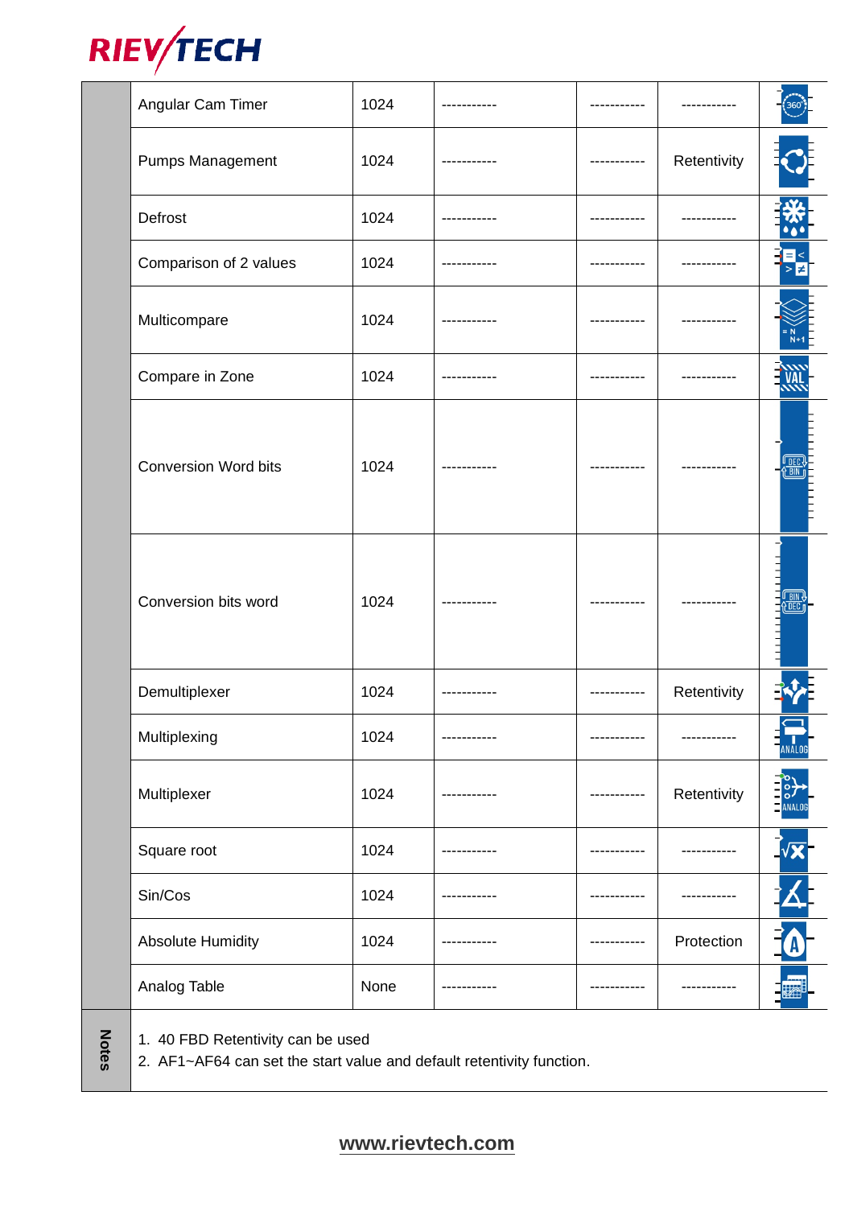| | | | | | | |
|---|---|---|---|---|---|---|
| | Angular Cam Timer | 1024 | ----------- | ----------- | ----------- | |
| | Pumps Management | 1024 | ----------- | ----------- | Retentivity | |
| | Defrost | 1024 | ----------- | ----------- | ----------- | |
| | Comparison of 2 values | 1024 | ----------- | ----------- | ----------- | |
| | Multicompare | 1024 | ----------- | ----------- | ----------- | |
| | Compare in Zone | 1024 | ----------- | ----------- | ----------- | |
| | Conversion Word bits | 1024 | ----------- | ----------- | ----------- | |
| | Conversion bits word | 1024 | ----------- | ----------- | ----------- | |
| | Demultiplexer | 1024 | ----------- | ----------- | Retentivity | |
| | Multiplexing | 1024 | ----------- | ----------- | ----------- | |
| | Multiplexer | 1024 | ----------- | ----------- | Retentivity | |
| | Square root | 1024 | ----------- | ----------- | ----------- | |
| | Sin/Cos | 1024 | ----------- | ----------- | ----------- | |
| | Absolute Humidity | 1024 | ----------- | ----------- | Protection | |
| | Analog Table | None | ----------- | ----------- | ----------- | |
| Notes | 1. 40 FBD Retentivity can be used<br>2. AF1~AF64 can set the start value and default retentivity function. | | | | | |